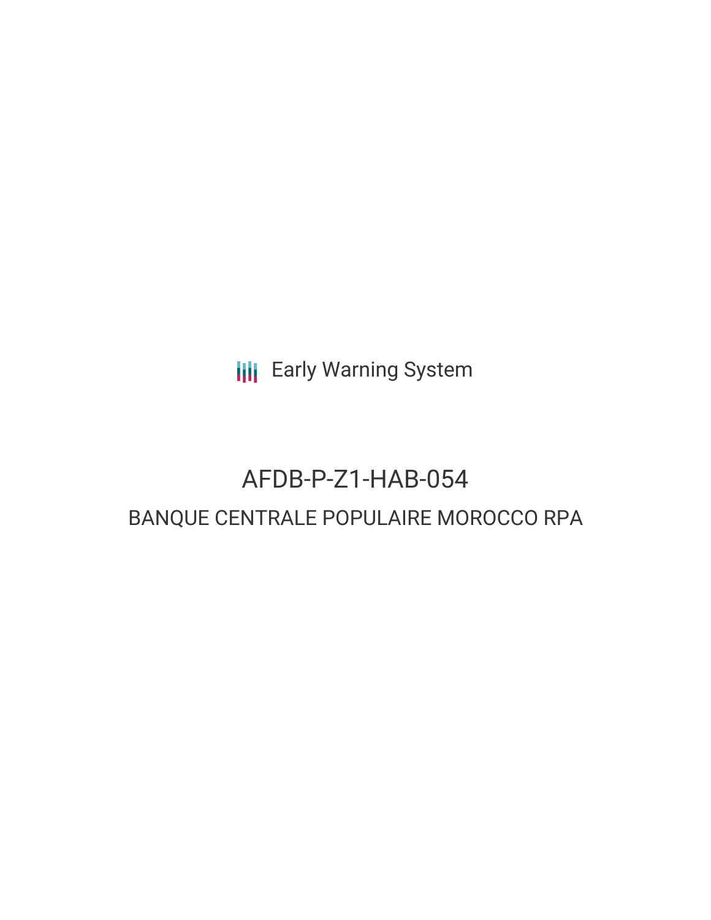Early Warning System

# AFDB-P-Z1-HAB-054

## BANQUE CENTRALE POPULAIRE MOROCCO RPA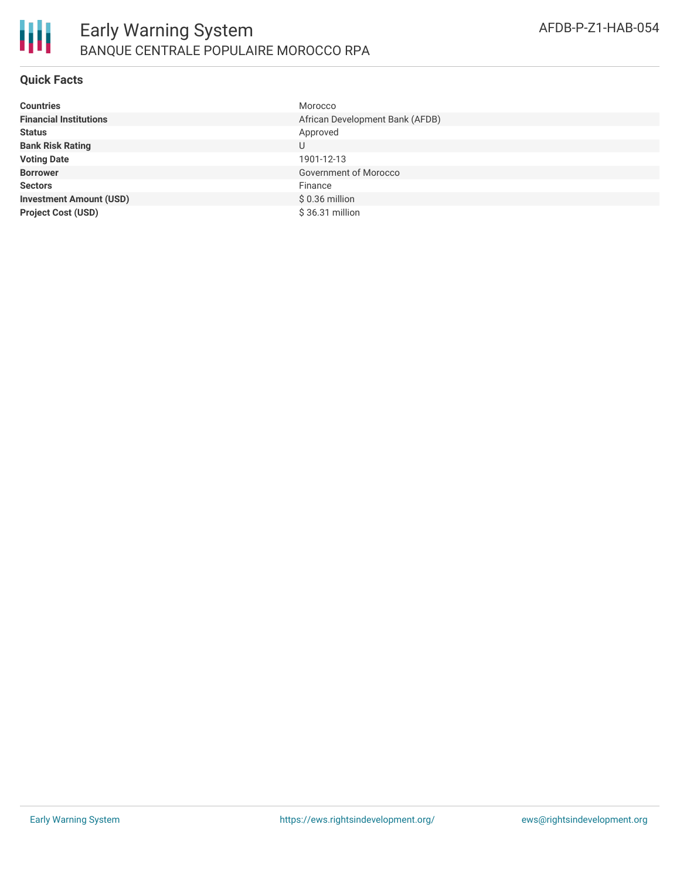# Early Warning System

## BANQUE CENTRALE POPULAIRE MOROCCO RPA

AFDB-P-Z1-HAB-054

### Quick Facts

| | |
|---|---|
| **Countries** | Morocco |
| **Financial Institutions** | African Development Bank (AFDB) |
| **Status** | Approved |
| **Bank Risk Rating** | U |
| **Voting Date** | 1901-12-13 |
| **Borrower** | Government of Morocco |
| **Sectors** | Finance |
| **Investment Amount (USD)** | $ 0.36 million |
| **Project Cost (USD)** | $ 36.31 million |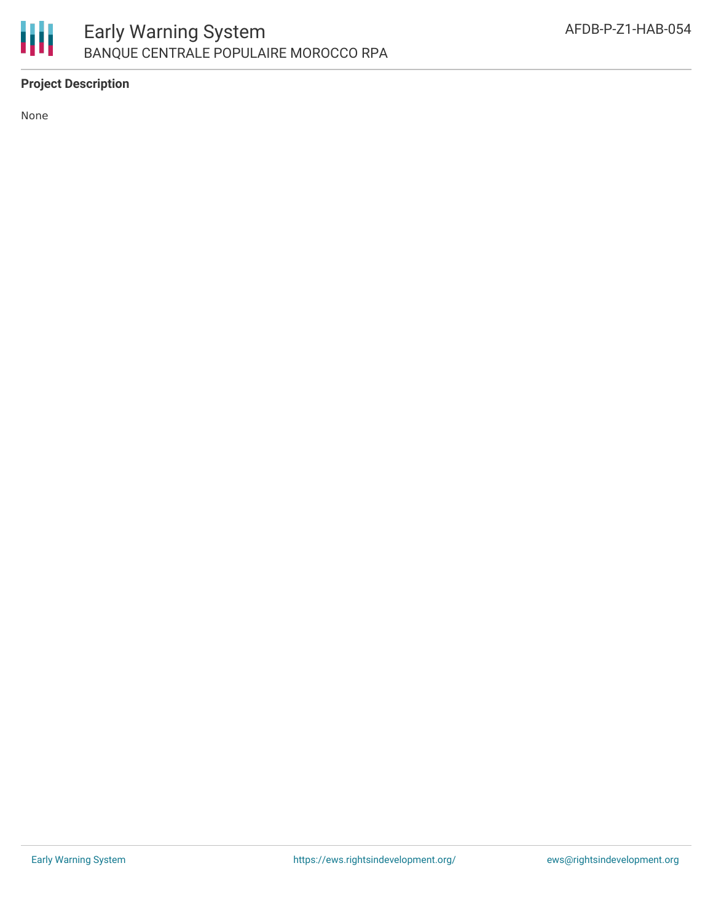**Project Description**

None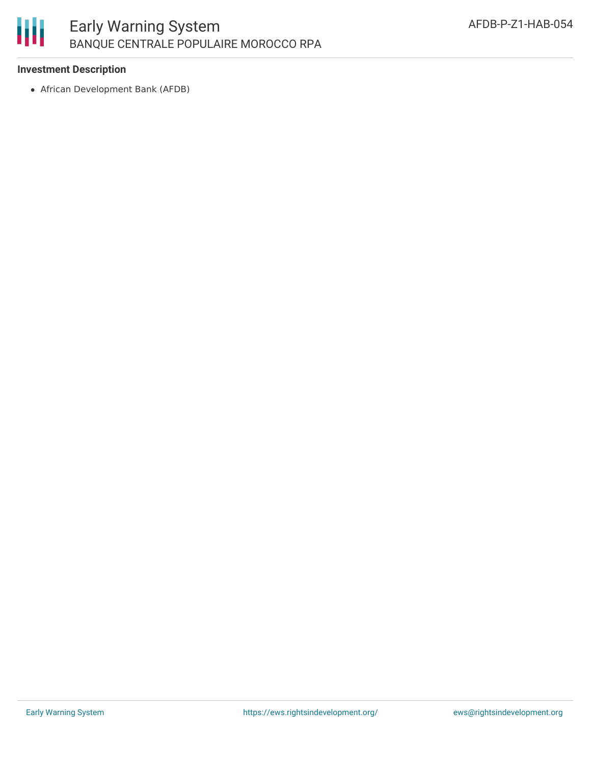### Investment Description

- African Development Bank (AFDB)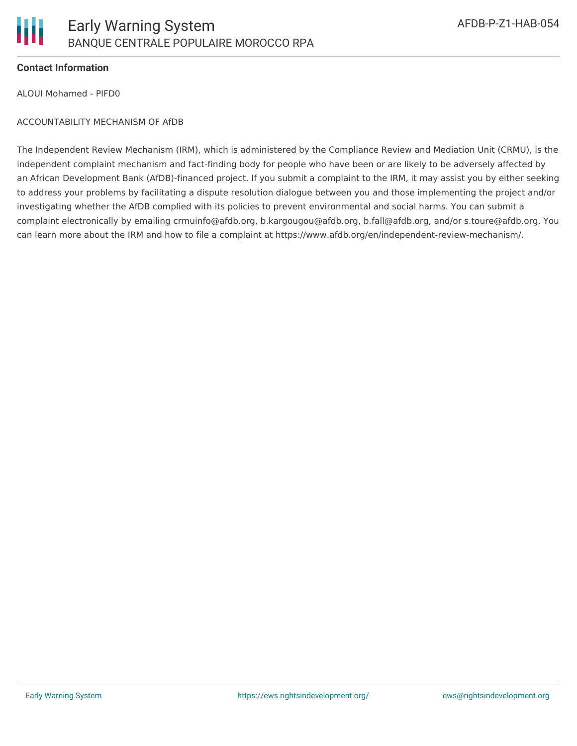**Contact Information**

ALOUI Mohamed - PIFD0

ACCOUNTABILITY MECHANISM OF AfDB

The Independent Review Mechanism (IRM), which is administered by the Compliance Review and Mediation Unit (CRMU), is the independent complaint mechanism and fact-finding body for people who have been or are likely to be adversely affected by an African Development Bank (AfDB)-financed project. If you submit a complaint to the IRM, it may assist you by either seeking to address your problems by facilitating a dispute resolution dialogue between you and those implementing the project and/or investigating whether the AfDB complied with its policies to prevent environmental and social harms. You can submit a complaint electronically by emailing crmuinfo@afdb.org, b.kargougou@afdb.org, b.fall@afdb.org, and/or s.toure@afdb.org. You can learn more about the IRM and how to file a complaint at https://www.afdb.org/en/independent-review-mechanism/.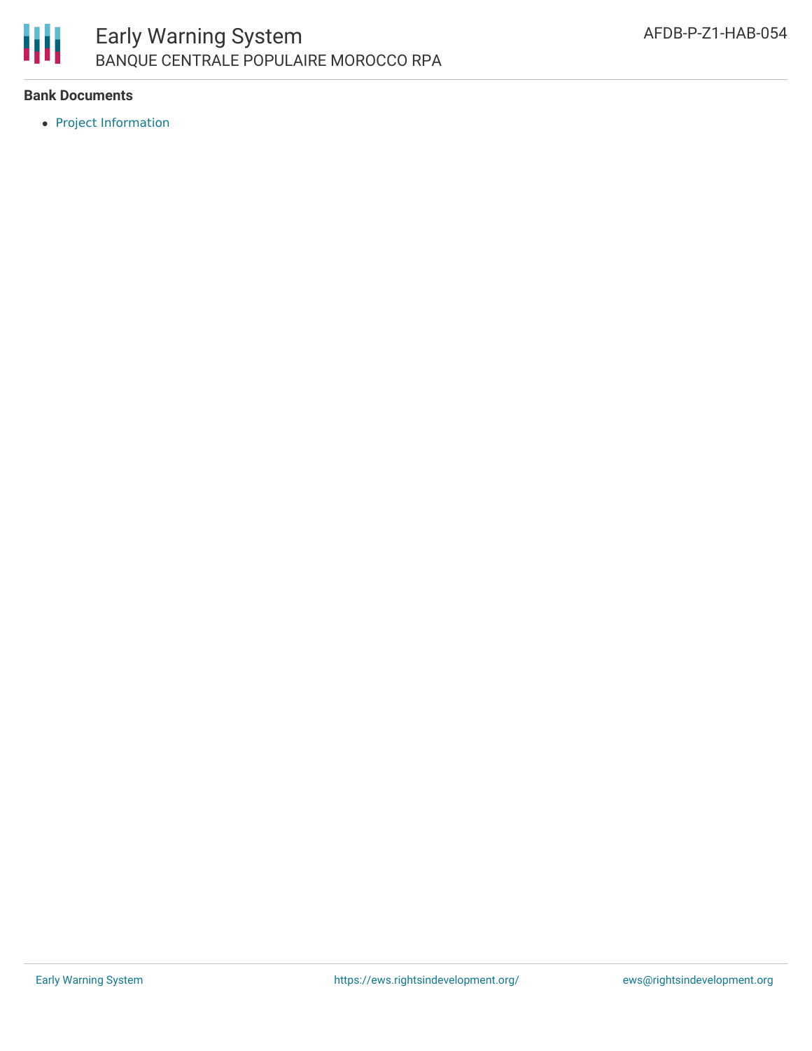**Bank Documents**

- Project Information